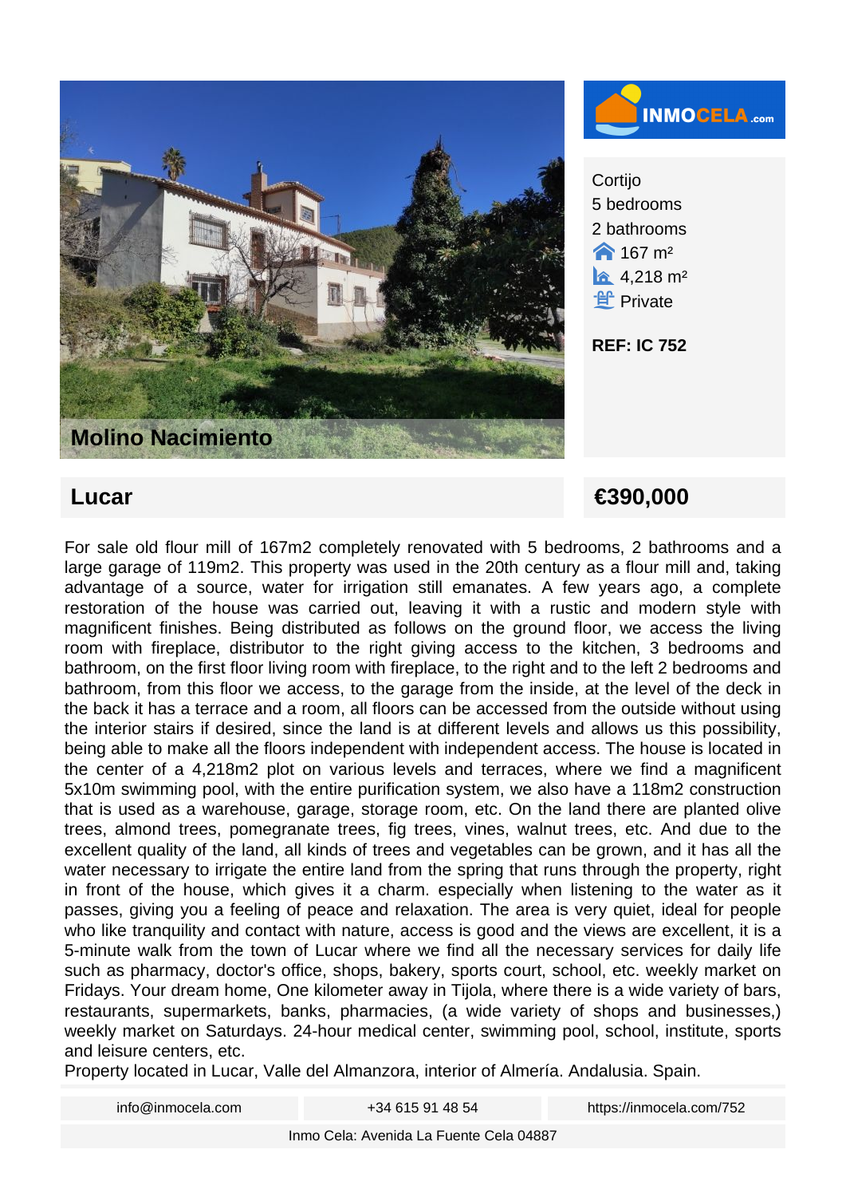**INMOCELA.com**

Cortijo
5 bedrooms
2 bathrooms
167 m²
4,218 m²
Private

**REF: IC 752**

**Molino Nacimiento**

## Lucar

## €390,000

For sale old flour mill of 167m2 completely renovated with 5 bedrooms, 2 bathrooms and a large garage of 119m2. This property was used in the 20th century as a flour mill and, taking advantage of a source, water for irrigation still emanates. A few years ago, a complete restoration of the house was carried out, leaving it with a rustic and modern style with magnificent finishes. Being distributed as follows on the ground floor, we access the living room with fireplace, distributor to the right giving access to the kitchen, 3 bedrooms and bathroom, on the first floor living room with fireplace, to the right and to the left 2 bedrooms and bathroom, from this floor we access, to the garage from the inside, at the level of the deck in the back it has a terrace and a room, all floors can be accessed from the outside without using the interior stairs if desired, since the land is at different levels and allows us this possibility, being able to make all the floors independent with independent access. The house is located in the center of a 4,218m2 plot on various levels and terraces, where we find a magnificent 5x10m swimming pool, with the entire purification system, we also have a 118m2 construction that is used as a warehouse, garage, storage room, etc. On the land there are planted olive trees, almond trees, pomegranate trees, fig trees, vines, walnut trees, etc. And due to the excellent quality of the land, all kinds of trees and vegetables can be grown, and it has all the water necessary to irrigate the entire land from the spring that runs through the property, right in front of the house, which gives it a charm. especially when listening to the water as it passes, giving you a feeling of peace and relaxation. The area is very quiet, ideal for people who like tranquility and contact with nature, access is good and the views are excellent, it is a 5-minute walk from the town of Lucar where we find all the necessary services for daily life such as pharmacy, doctor's office, shops, bakery, sports court, school, etc. weekly market on Fridays. Your dream home, One kilometer away in Tijola, where there is a wide variety of bars, restaurants, supermarkets, banks, pharmacies, (a wide variety of shops and businesses,) weekly market on Saturdays. 24-hour medical center, swimming pool, school, institute, sports and leisure centers, etc.
Property located in Lucar, Valle del Almanzora, interior of Almería. Andalusia. Spain.

| info@inmocela.com | +34 615 91 48 54 | https://inmocela.com/752 |
| --- | --- | --- |

Inmo Cela: Avenida La Fuente Cela 04887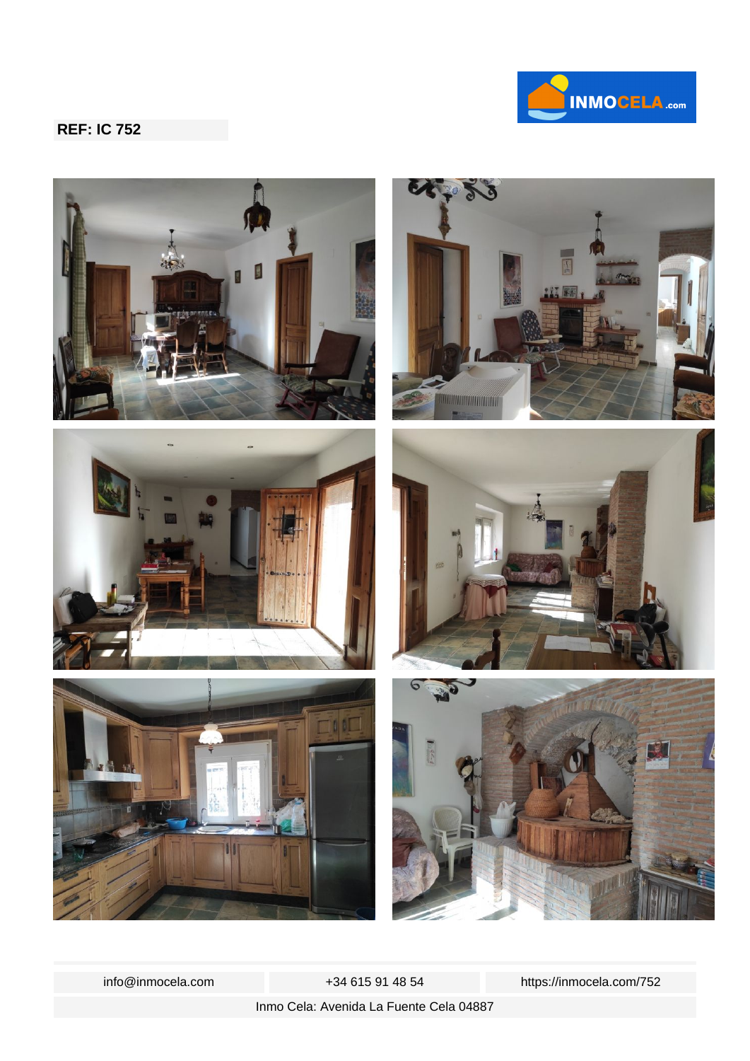**REF: IC 752**

info@inmocela.com | +34 615 91 48 54 | https://inmocela.com/752

Inmo Cela: Avenida La Fuente Cela 04887